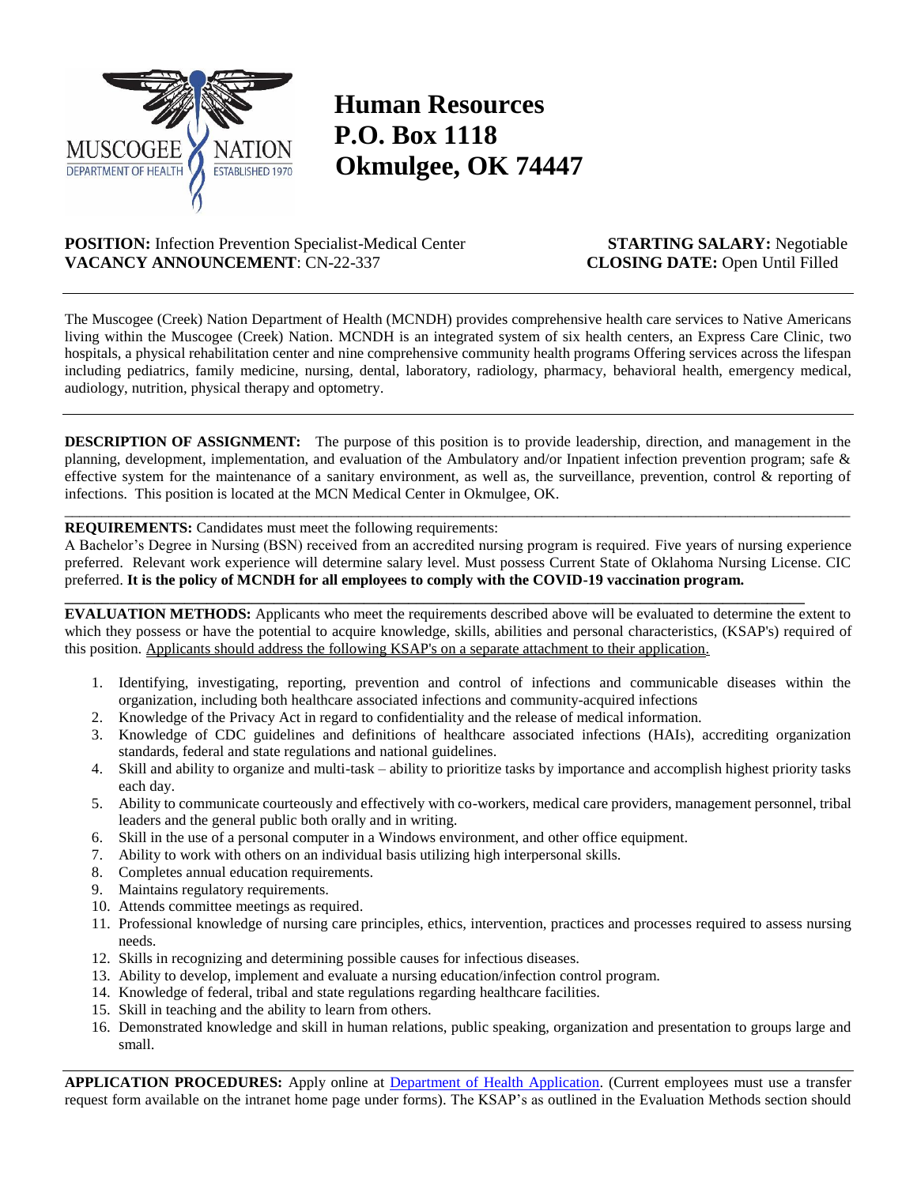MUSCOGEE NATION
DEPARTMENT OF HEALTH
ESTABLISHED 1970

# Human Resources
# P.O. Box 1118
# Okmulgee, OK 74447

**POSITION:** Infection Prevention Specialist-Medical Center  
**VACANCY ANNOUNCEMENT**: CN-22-337

**STARTING SALARY:** Negotiable  
**CLOSING DATE:** Open Until Filled

---

The Muscogee (Creek) Nation Department of Health (MCNDH) provides comprehensive health care services to Native Americans living within the Muscogee (Creek) Nation. MCNDH is an integrated system of six health centers, an Express Care Clinic, two hospitals, a physical rehabilitation center and nine comprehensive community health programs Offering services across the lifespan including pediatrics, family medicine, nursing, dental, laboratory, radiology, pharmacy, behavioral health, emergency medical, audiology, nutrition, physical therapy and optometry.

---

**DESCRIPTION OF ASSIGNMENT:** The purpose of this position is to provide leadership, direction, and management in the planning, development, implementation, and evaluation of the Ambulatory and/or Inpatient infection prevention program; safe & effective system for the maintenance of a sanitary environment, as well as, the surveillance, prevention, control & reporting of infections. This position is located at the MCN Medical Center in Okmulgee, OK.

---

**REQUIREMENTS:** Candidates must meet the following requirements:
A Bachelor's Degree in Nursing (BSN) received from an accredited nursing program is required. Five years of nursing experience preferred. Relevant work experience will determine salary level. Must possess Current State of Oklahoma Nursing License. CIC preferred. **It is the policy of MCNDH for all employees to comply with the COVID-19 vaccination program.**

---

**EVALUATION METHODS:** Applicants who meet the requirements described above will be evaluated to determine the extent to which they possess or have the potential to acquire knowledge, skills, abilities and personal characteristics, (KSAP's) required of this position. Applicants should address the following KSAP's on a separate attachment to their application.

1. Identifying, investigating, reporting, prevention and control of infections and communicable diseases within the organization, including both healthcare associated infections and community-acquired infections
2. Knowledge of the Privacy Act in regard to confidentiality and the release of medical information.
3. Knowledge of CDC guidelines and definitions of healthcare associated infections (HAIs), accrediting organization standards, federal and state regulations and national guidelines.
4. Skill and ability to organize and multi-task – ability to prioritize tasks by importance and accomplish highest priority tasks each day.
5. Ability to communicate courteously and effectively with co-workers, medical care providers, management personnel, tribal leaders and the general public both orally and in writing.
6. Skill in the use of a personal computer in a Windows environment, and other office equipment.
7. Ability to work with others on an individual basis utilizing high interpersonal skills.
8. Completes annual education requirements.
9. Maintains regulatory requirements.
10. Attends committee meetings as required.
11. Professional knowledge of nursing care principles, ethics, intervention, practices and processes required to assess nursing needs.
12. Skills in recognizing and determining possible causes for infectious diseases.
13. Ability to develop, implement and evaluate a nursing education/infection control program.
14. Knowledge of federal, tribal and state regulations regarding healthcare facilities.
15. Skill in teaching and the ability to learn from others.
16. Demonstrated knowledge and skill in human relations, public speaking, organization and presentation to groups large and small.

---

**APPLICATION PROCEDURES:** Apply online at Department of Health Application. (Current employees must use a transfer request form available on the intranet home page under forms). The KSAP's as outlined in the Evaluation Methods section should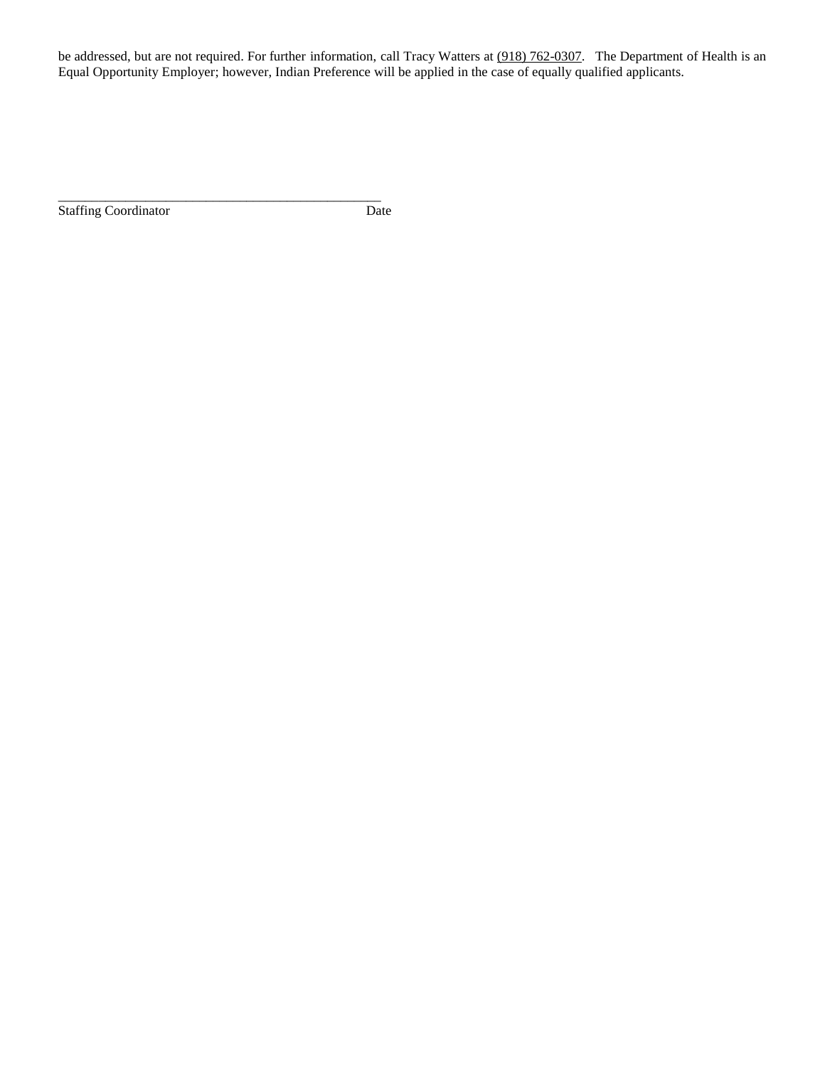be addressed, but are not required. For further information, call Tracy Watters at (918) 762-0307. The Department of Health is an Equal Opportunity Employer; however, Indian Preference will be applied in the case of equally qualified applicants.

\_\_\_\_\_\_\_\_\_\_\_\_\_\_\_\_\_\_\_\_\_\_\_\_\_\_\_\_\_\_\_\_\_\_\_\_\_\_\_\_\_\_\_\_\_\_\_\_

Staffing Coordinator Date